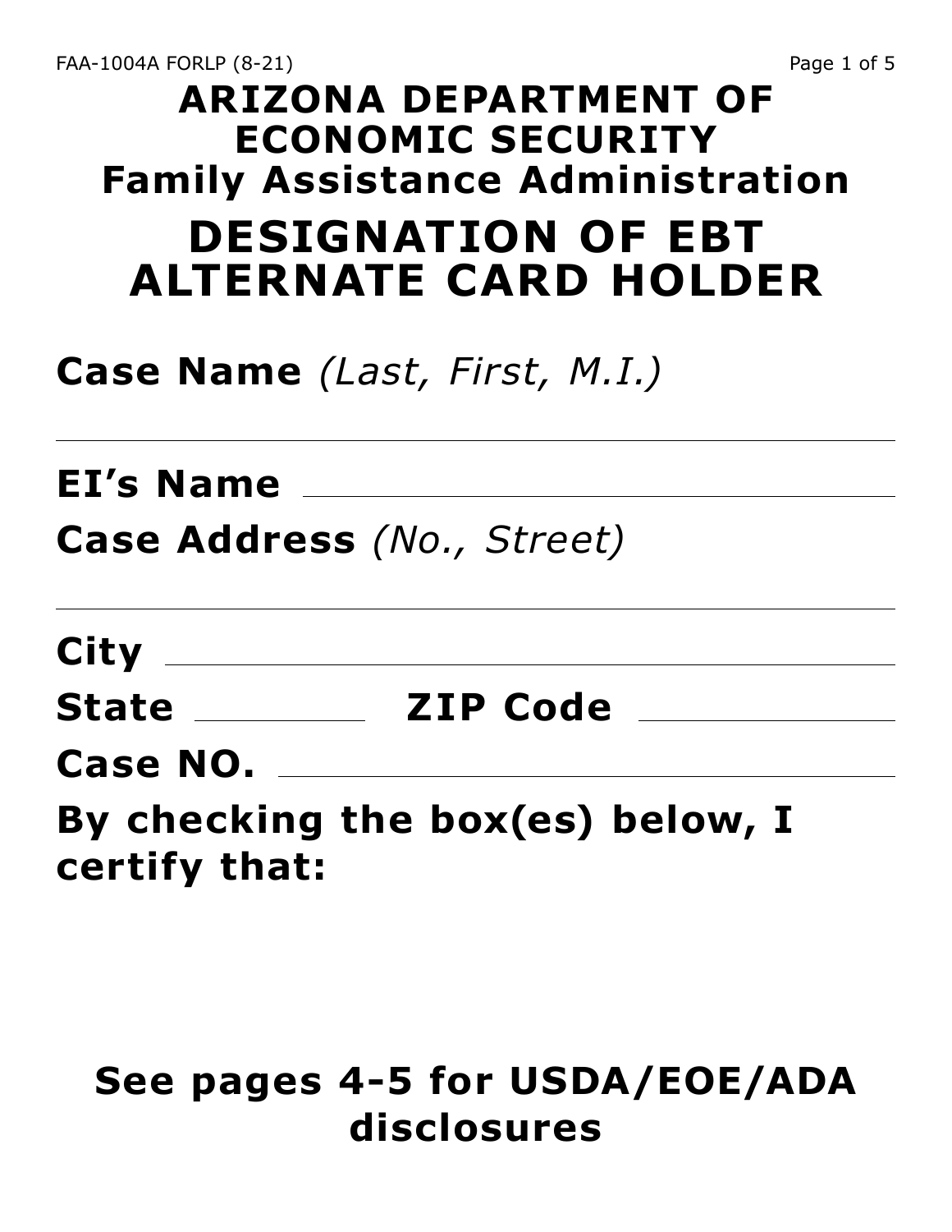# ARIZONA DEPARTMENT OF ECONOMIC SECURITY

## Family Assistance Administration

# DESIGNATION OF EBT ALTERNATE CARD HOLDER

**Case Name** *(Last, First, M.I.)*

______________________________________________

**EI's Name** ______________________________

**Case Address** *(No., Street)*

______________________________________________

**City** ______________________________

**State** __________ **ZIP Code** ______________

**Case NO.** ______________________________

**By checking the box(es) below, I certify that:**

**See pages 4-5 for USDA/EOE/ADA disclosures**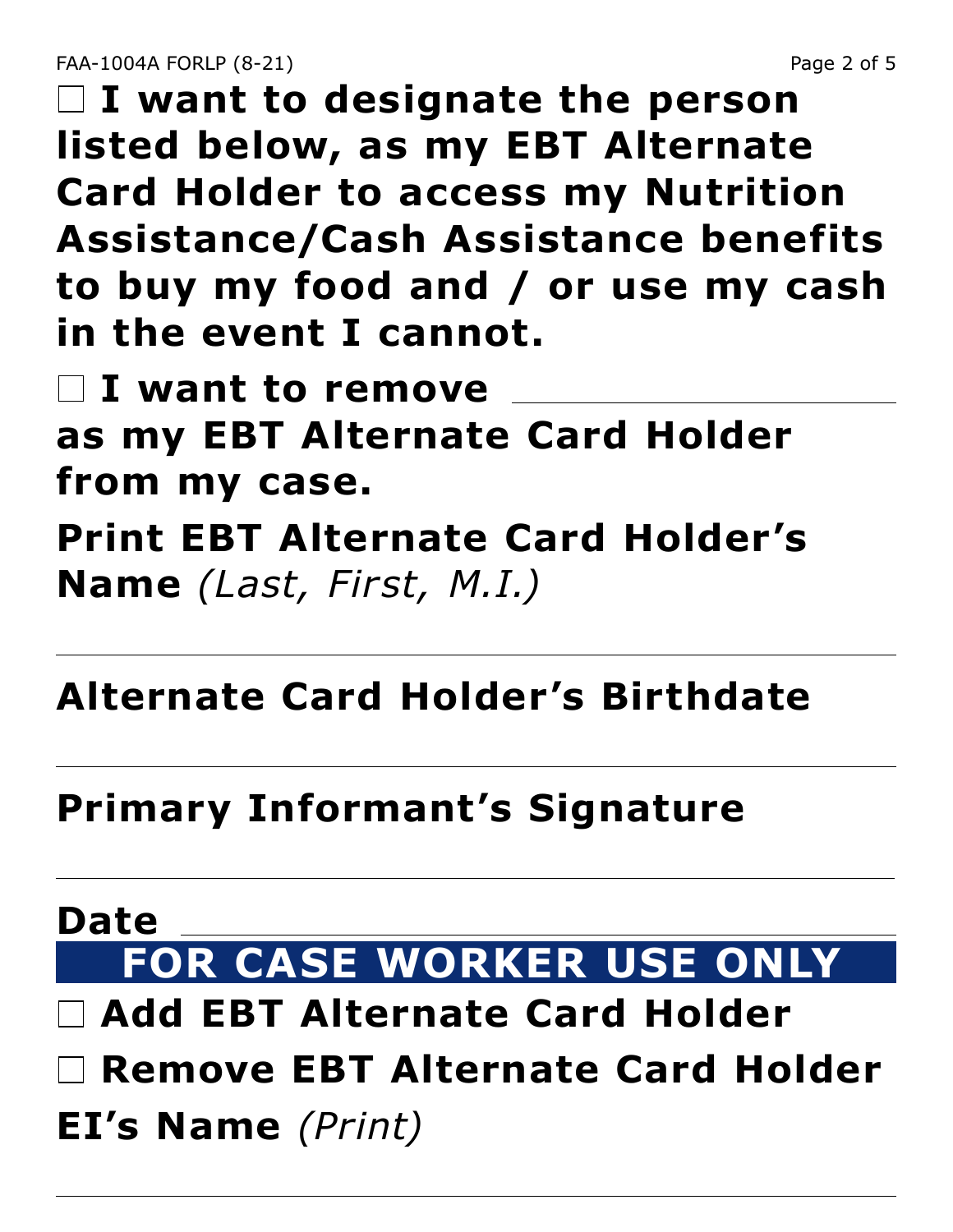☐ **I want to designate the person listed below, as my EBT Alternate Card Holder to access my Nutrition Assistance/Cash Assistance benefits to buy my food and / or use my cash in the event I cannot.**

☐ **I want to remove** ____________________ **as my EBT Alternate Card Holder from my case.**

**Print EBT Alternate Card Holder's Name** *(Last, First, M.I.)*

_______________________________________________

**Alternate Card Holder's Birthdate**

_______________________________________________

**Primary Informant's Signature**

_______________________________________________

**Date** _______________________________________

## FOR CASE WORKER USE ONLY

☐ **Add EBT Alternate Card Holder**

☐ **Remove EBT Alternate Card Holder**

**EI's Name** *(Print)*

_______________________________________________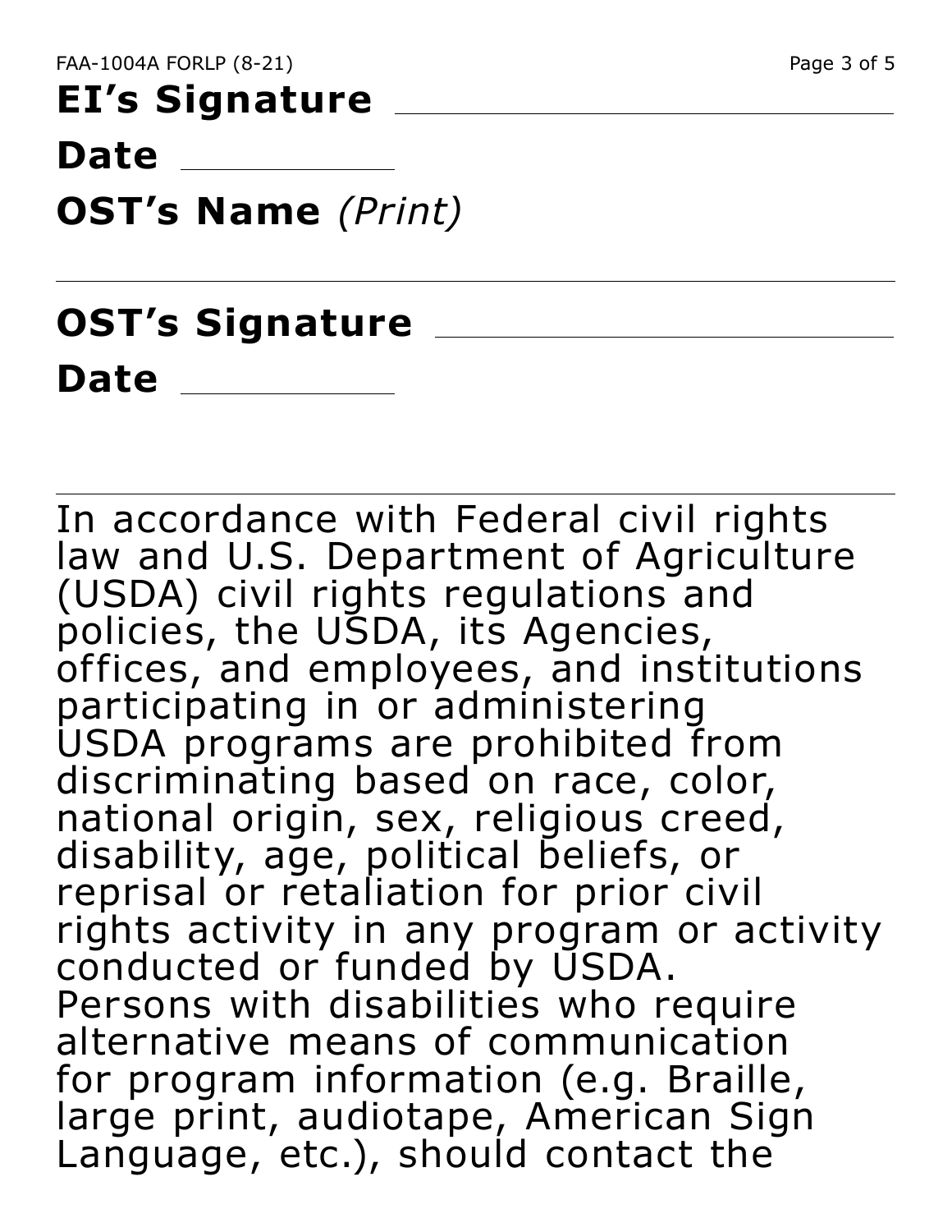**EI's Signature** ____________________

**Date** __________

**OST's Name** *(Print)*

______________________________________

**OST's Signature** ____________________

**Date** __________

---

In accordance with Federal civil rights law and U.S. Department of Agriculture (USDA) civil rights regulations and policies, the USDA, its Agencies, offices, and employees, and institutions participating in or administering USDA programs are prohibited from discriminating based on race, color, national origin, sex, religious creed, disability, age, political beliefs, or reprisal or retaliation for prior civil rights activity in any program or activity conducted or funded by USDA. Persons with disabilities who require alternative means of communication for program information (e.g. Braille, large print, audiotape, American Sign Language, etc.), should contact the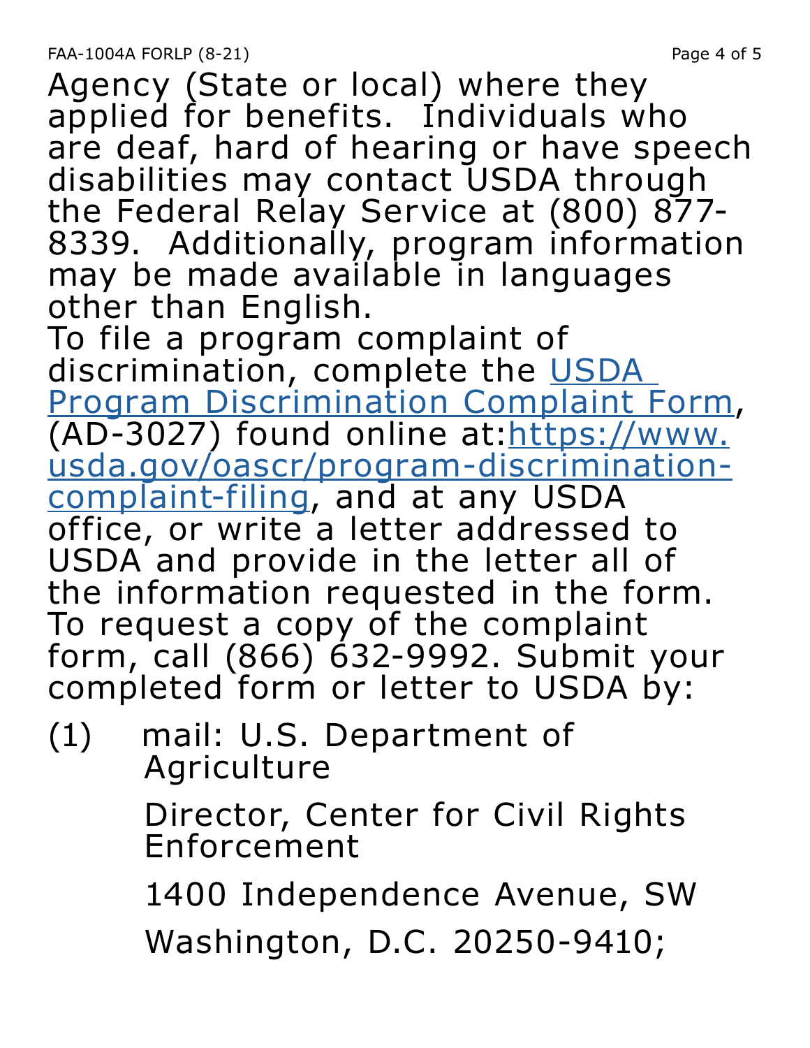Agency (State or local) where they applied for benefits. Individuals who are deaf, hard of hearing or have speech disabilities may contact USDA through the Federal Relay Service at (800) 877-8339. Additionally, program information may be made available in languages other than English.

To file a program complaint of discrimination, complete the [USDA Program Discrimination Complaint Form](https://www.usda.gov/oascr/program-discrimination-complaint-filing), (AD-3027) found online at: [https://www.usda.gov/oascr/program-discrimination-complaint-filing](https://www.usda.gov/oascr/program-discrimination-complaint-filing), and at any USDA office, or write a letter addressed to USDA and provide in the letter all of the information requested in the form. To request a copy of the complaint form, call (866) 632-9992. Submit your completed form or letter to USDA by:

(1) mail: U.S. Department of Agriculture

Director, Center for Civil Rights Enforcement

1400 Independence Avenue, SW

Washington, D.C. 20250-9410;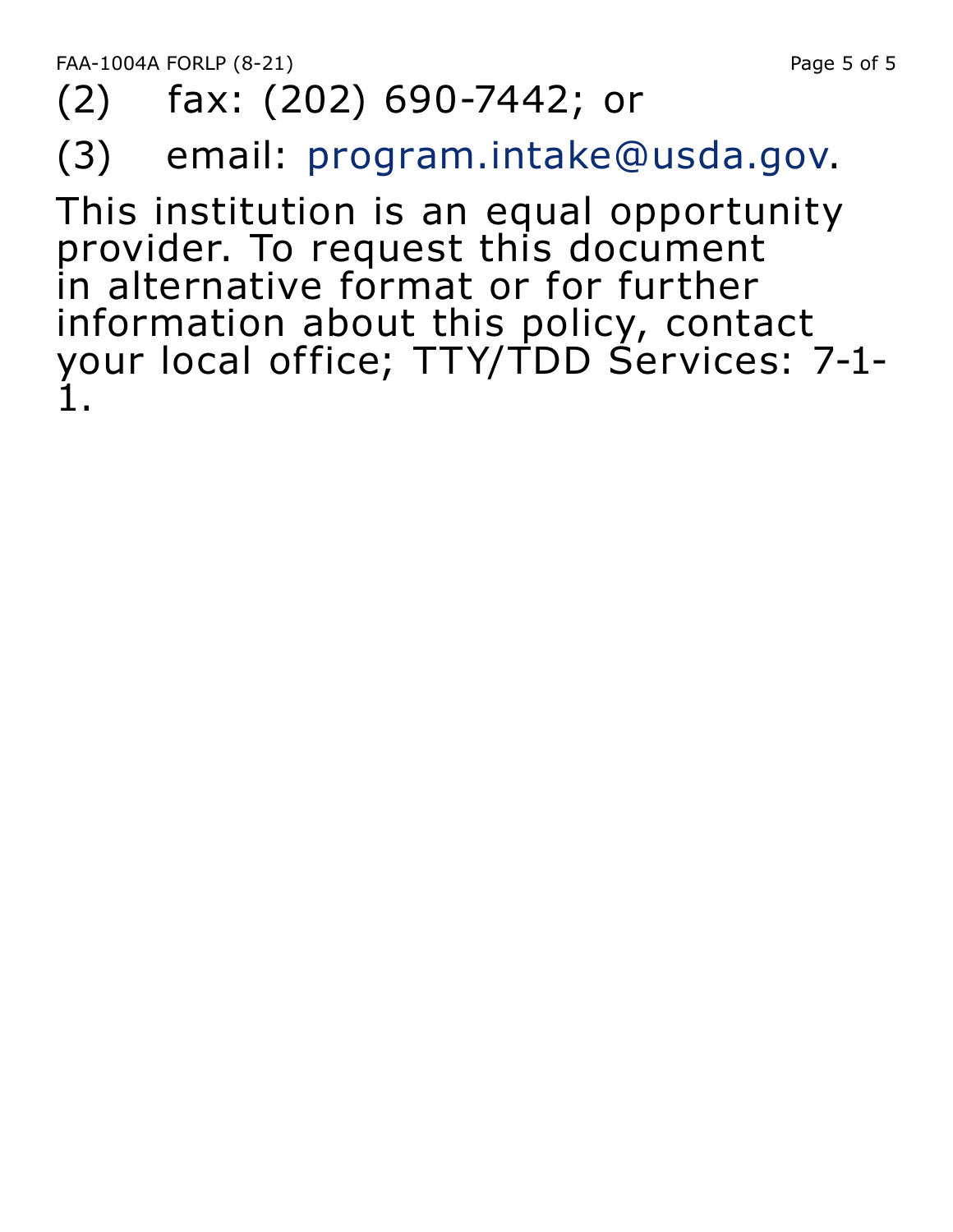(2) fax: (202) 690-7442; or

(3) email: program.intake@usda.gov.

This institution is an equal opportunity provider. To request this document in alternative format or for further information about this policy, contact your local office; TTY/TDD Services: 7-1-1.